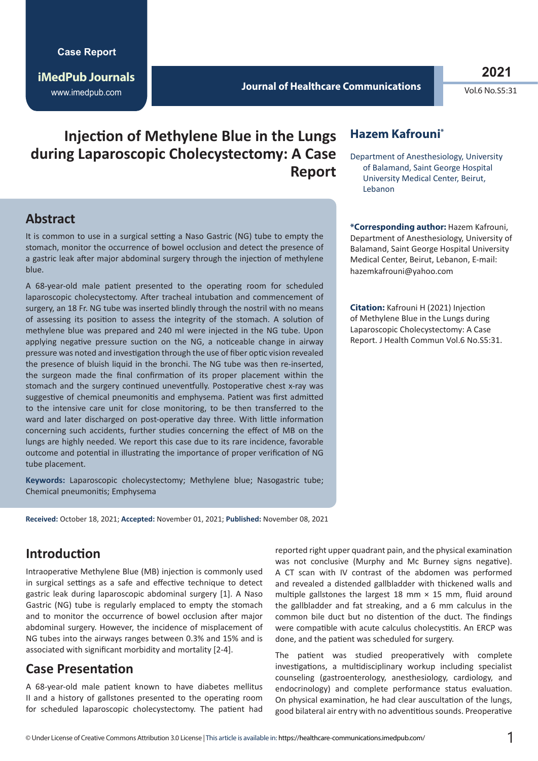# Injection of Methylene Blue in the Lungs during Laparoscopic Cholecystectomy: A Case Report

## Hazem Kafrouni*

Department of Anesthesiology, University of Balamand, Saint George Hospital University Medical Center, Beirut, Lebanon

**\*Corresponding author:** Hazem Kafrouni, Department of Anesthesiology, University of Balamand, Saint George Hospital University Medical Center, Beirut, Lebanon, E-mail: hazemkafrouni@yahoo.com

**Citation:** Kafrouni H (2021) Injection of Methylene Blue in the Lungs during Laparoscopic Cholecystectomy: A Case Report. J Health Commun Vol.6 No.S5:31.

## Abstract

It is common to use in a surgical setting a Naso Gastric (NG) tube to empty the stomach, monitor the occurrence of bowel occlusion and detect the presence of a gastric leak after major abdominal surgery through the injection of methylene blue.

A 68-year-old male patient presented to the operating room for scheduled laparoscopic cholecystectomy. After tracheal intubation and commencement of surgery, an 18 Fr. NG tube was inserted blindly through the nostril with no means of assessing its position to assess the integrity of the stomach. A solution of methylene blue was prepared and 240 ml were injected in the NG tube. Upon applying negative pressure suction on the NG, a noticeable change in airway pressure was noted and investigation through the use of fiber optic vision revealed the presence of bluish liquid in the bronchi. The NG tube was then re-inserted, the surgeon made the final confirmation of its proper placement within the stomach and the surgery continued uneventfully. Postoperative chest x-ray was suggestive of chemical pneumonitis and emphysema. Patient was first admitted to the intensive care unit for close monitoring, to be then transferred to the ward and later discharged on post-operative day three. With little information concerning such accidents, further studies concerning the effect of MB on the lungs are highly needed. We report this case due to its rare incidence, favorable outcome and potential in illustrating the importance of proper verification of NG tube placement.

**Keywords:** Laparoscopic cholecystectomy; Methylene blue; Nasogastric tube; Chemical pneumonitis; Emphysema

**Received:** October 18, 2021; **Accepted:** November 01, 2021; **Published:** November 08, 2021

## Introduction

Intraoperative Methylene Blue (MB) injection is commonly used in surgical settings as a safe and effective technique to detect gastric leak during laparoscopic abdominal surgery [1]. A Naso Gastric (NG) tube is regularly emplaced to empty the stomach and to monitor the occurrence of bowel occlusion after major abdominal surgery. However, the incidence of misplacement of NG tubes into the airways ranges between 0.3% and 15% and is associated with significant morbidity and mortality [2-4].

## Case Presentation

A 68-year-old male patient known to have diabetes mellitus II and a history of gallstones presented to the operating room for scheduled laparoscopic cholecystectomy. The patient had reported right upper quadrant pain, and the physical examination was not conclusive (Murphy and Mc Burney signs negative). A CT scan with IV contrast of the abdomen was performed and revealed a distended gallbladder with thickened walls and multiple gallstones the largest 18 mm × 15 mm, fluid around the gallbladder and fat streaking, and a 6 mm calculus in the common bile duct but no distention of the duct. The findings were compatible with acute calculus cholecystitis. An ERCP was done, and the patient was scheduled for surgery.

The patient was studied preoperatively with complete investigations, a multidisciplinary workup including specialist counseling (gastroenterology, anesthesiology, cardiology, and endocrinology) and complete performance status evaluation. On physical examination, he had clear auscultation of the lungs, good bilateral air entry with no adventitious sounds. Preoperative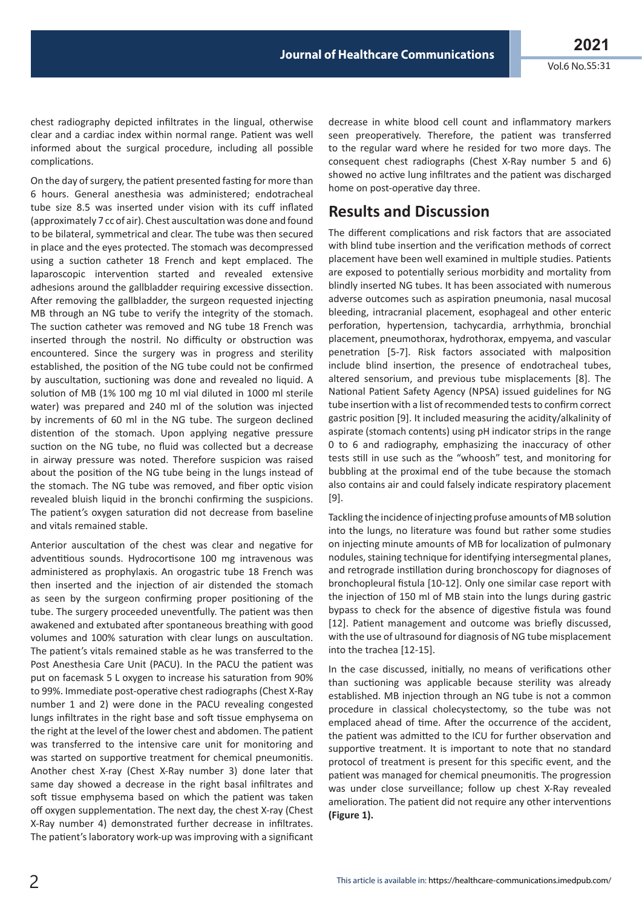chest radiography depicted infiltrates in the lingual, otherwise clear and a cardiac index within normal range. Patient was well informed about the surgical procedure, including all possible complications.

On the day of surgery, the patient presented fasting for more than 6 hours. General anesthesia was administered; endotracheal tube size 8.5 was inserted under vision with its cuff inflated (approximately 7 cc of air). Chest auscultation was done and found to be bilateral, symmetrical and clear. The tube was then secured in place and the eyes protected. The stomach was decompressed using a suction catheter 18 French and kept emplaced. The laparoscopic intervention started and revealed extensive adhesions around the gallbladder requiring excessive dissection. After removing the gallbladder, the surgeon requested injecting MB through an NG tube to verify the integrity of the stomach. The suction catheter was removed and NG tube 18 French was inserted through the nostril. No difficulty or obstruction was encountered. Since the surgery was in progress and sterility established, the position of the NG tube could not be confirmed by auscultation, suctioning was done and revealed no liquid. A solution of MB (1% 100 mg 10 ml vial diluted in 1000 ml sterile water) was prepared and 240 ml of the solution was injected by increments of 60 ml in the NG tube. The surgeon declined distention of the stomach. Upon applying negative pressure suction on the NG tube, no fluid was collected but a decrease in airway pressure was noted. Therefore suspicion was raised about the position of the NG tube being in the lungs instead of the stomach. The NG tube was removed, and fiber optic vision revealed bluish liquid in the bronchi confirming the suspicions. The patient's oxygen saturation did not decrease from baseline and vitals remained stable.

Anterior auscultation of the chest was clear and negative for adventitious sounds. Hydrocortisone 100 mg intravenous was administered as prophylaxis. An orogastric tube 18 French was then inserted and the injection of air distended the stomach as seen by the surgeon confirming proper positioning of the tube. The surgery proceeded uneventfully. The patient was then awakened and extubated after spontaneous breathing with good volumes and 100% saturation with clear lungs on auscultation. The patient's vitals remained stable as he was transferred to the Post Anesthesia Care Unit (PACU). In the PACU the patient was put on facemask 5 L oxygen to increase his saturation from 90% to 99%. Immediate post-operative chest radiographs (Chest X-Ray number 1 and 2) were done in the PACU revealing congested lungs infiltrates in the right base and soft tissue emphysema on the right at the level of the lower chest and abdomen. The patient was transferred to the intensive care unit for monitoring and was started on supportive treatment for chemical pneumonitis. Another chest X-ray (Chest X-Ray number 3) done later that same day showed a decrease in the right basal infiltrates and soft tissue emphysema based on which the patient was taken off oxygen supplementation. The next day, the chest X-ray (Chest X-Ray number 4) demonstrated further decrease in infiltrates. The patient's laboratory work-up was improving with a significant decrease in white blood cell count and inflammatory markers seen preoperatively. Therefore, the patient was transferred to the regular ward where he resided for two more days. The consequent chest radiographs (Chest X-Ray number 5 and 6) showed no active lung infiltrates and the patient was discharged home on post-operative day three.

## Results and Discussion

The different complications and risk factors that are associated with blind tube insertion and the verification methods of correct placement have been well examined in multiple studies. Patients are exposed to potentially serious morbidity and mortality from blindly inserted NG tubes. It has been associated with numerous adverse outcomes such as aspiration pneumonia, nasal mucosal bleeding, intracranial placement, esophageal and other enteric perforation, hypertension, tachycardia, arrhythmia, bronchial placement, pneumothorax, hydrothorax, empyema, and vascular penetration [5-7]. Risk factors associated with malposition include blind insertion, the presence of endotracheal tubes, altered sensorium, and previous tube misplacements [8]. The National Patient Safety Agency (NPSA) issued guidelines for NG tube insertion with a list of recommended tests to confirm correct gastric position [9]. It included measuring the acidity/alkalinity of aspirate (stomach contents) using pH indicator strips in the range 0 to 6 and radiography, emphasizing the inaccuracy of other tests still in use such as the "whoosh" test, and monitoring for bubbling at the proximal end of the tube because the stomach also contains air and could falsely indicate respiratory placement [9].

Tackling the incidence of injecting profuse amounts of MB solution into the lungs, no literature was found but rather some studies on injecting minute amounts of MB for localization of pulmonary nodules, staining technique for identifying intersegmental planes, and retrograde instillation during bronchoscopy for diagnoses of bronchopleural fistula [10-12]. Only one similar case report with the injection of 150 ml of MB stain into the lungs during gastric bypass to check for the absence of digestive fistula was found [12]. Patient management and outcome was briefly discussed, with the use of ultrasound for diagnosis of NG tube misplacement into the trachea [12-15].

In the case discussed, initially, no means of verifications other than suctioning was applicable because sterility was already established. MB injection through an NG tube is not a common procedure in classical cholecystectomy, so the tube was not emplaced ahead of time. After the occurrence of the accident, the patient was admitted to the ICU for further observation and supportive treatment. It is important to note that no standard protocol of treatment is present for this specific event, and the patient was managed for chemical pneumonitis. The progression was under close surveillance; follow up chest X-Ray revealed amelioration. The patient did not require any other interventions **(Figure 1).**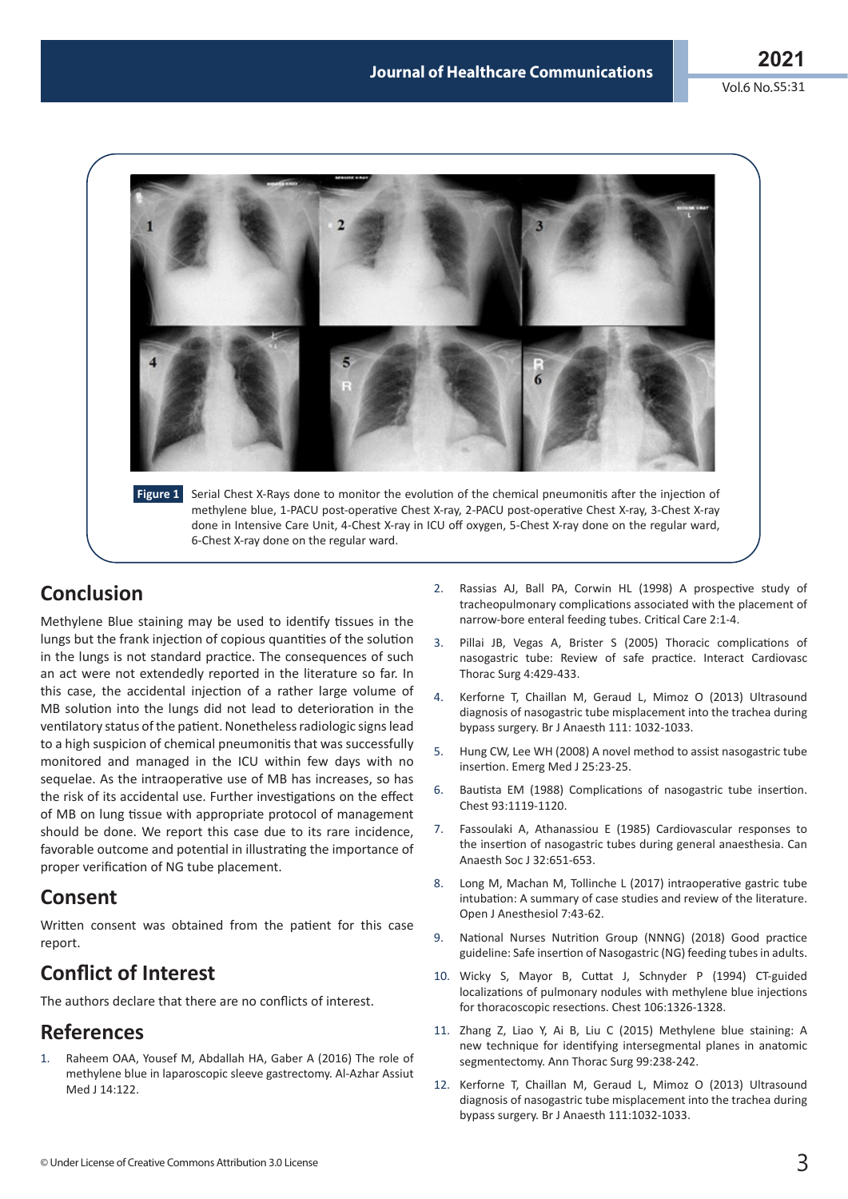Figure 1 Serial Chest X-Rays done to monitor the evolution of the chemical pneumonitis after the injection of methylene blue, 1-PACU post-operative Chest X-ray, 2-PACU post-operative Chest X-ray, 3-Chest X-ray done in Intensive Care Unit, 4-Chest X-ray in ICU off oxygen, 5-Chest X-ray done on the regular ward, 6-Chest X-ray done on the regular ward.

## Conclusion

Methylene Blue staining may be used to identify tissues in the lungs but the frank injection of copious quantities of the solution in the lungs is not standard practice. The consequences of such an act were not extendedly reported in the literature so far. In this case, the accidental injection of a rather large volume of MB solution into the lungs did not lead to deterioration in the ventilatory status of the patient. Nonetheless radiologic signs lead to a high suspicion of chemical pneumonitis that was successfully monitored and managed in the ICU within few days with no sequelae. As the intraoperative use of MB has increases, so has the risk of its accidental use. Further investigations on the effect of MB on lung tissue with appropriate protocol of management should be done. We report this case due to its rare incidence, favorable outcome and potential in illustrating the importance of proper verification of NG tube placement.

## Consent

Written consent was obtained from the patient for this case report.

## Conflict of Interest

The authors declare that there are no conflicts of interest.

## References

1. Raheem OAA, Yousef M, Abdallah HA, Gaber A (2016) The role of methylene blue in laparoscopic sleeve gastrectomy. Al-Azhar Assiut Med J 14:122.
2. Rassias AJ, Ball PA, Corwin HL (1998) A prospective study of tracheopulmonary complications associated with the placement of narrow-bore enteral feeding tubes. Critical Care 2:1-4.
3. Pillai JB, Vegas A, Brister S (2005) Thoracic complications of nasogastric tube: Review of safe practice. Interact Cardiovasc Thorac Surg 4:429-433.
4. Kerforne T, Chaillan M, Geraud L, Mimoz O (2013) Ultrasound diagnosis of nasogastric tube misplacement into the trachea during bypass surgery. Br J Anaesth 111: 1032-1033.
5. Hung CW, Lee WH (2008) A novel method to assist nasogastric tube insertion. Emerg Med J 25:23-25.
6. Bautista EM (1988) Complications of nasogastric tube insertion. Chest 93:1119-1120.
7. Fassoulaki A, Athanassiou E (1985) Cardiovascular responses to the insertion of nasogastric tubes during general anaesthesia. Can Anaesth Soc J 32:651-653.
8. Long M, Machan M, Tollinche L (2017) intraoperative gastric tube intubation: A summary of case studies and review of the literature. Open J Anesthesiol 7:43-62.
9. National Nurses Nutrition Group (NNNG) (2018) Good practice guideline: Safe insertion of Nasogastric (NG) feeding tubes in adults.
10. Wicky S, Mayor B, Cuttat J, Schnyder P (1994) CT-guided localizations of pulmonary nodules with methylene blue injections for thoracoscopic resections. Chest 106:1326-1328.
11. Zhang Z, Liao Y, Ai B, Liu C (2015) Methylene blue staining: A new technique for identifying intersegmental planes in anatomic segmentectomy. Ann Thorac Surg 99:238-242.
12. Kerforne T, Chaillan M, Geraud L, Mimoz O (2013) Ultrasound diagnosis of nasogastric tube misplacement into the trachea during bypass surgery. Br J Anaesth 111:1032-1033.

© Under License of Creative Commons Attribution 3.0 License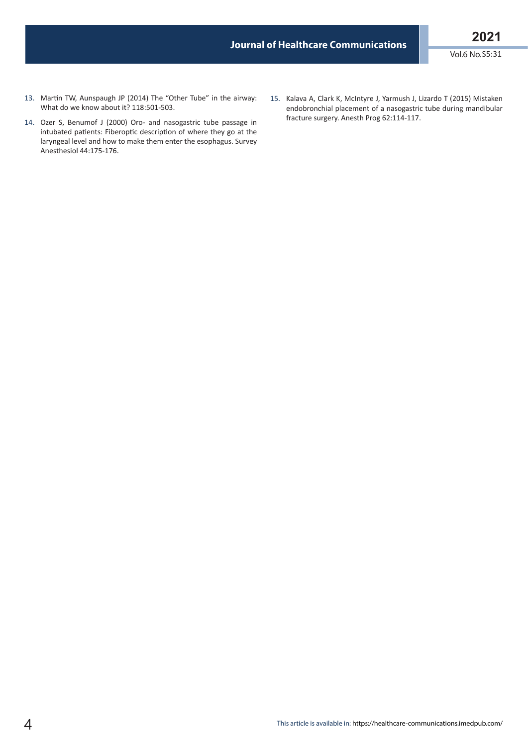13. Martin TW, Aunspaugh JP (2014) The "Other Tube" in the airway: What do we know about it? 118:501-503.
14. Ozer S, Benumof J (2000) Oro- and nasogastric tube passage in intubated patients: Fiberoptic description of where they go at the laryngeal level and how to make them enter the esophagus. Survey Anesthesiol 44:175-176.
15. Kalava A, Clark K, McIntyre J, Yarmush J, Lizardo T (2015) Mistaken endobronchial placement of a nasogastric tube during mandibular fracture surgery. Anesth Prog 62:114-117.